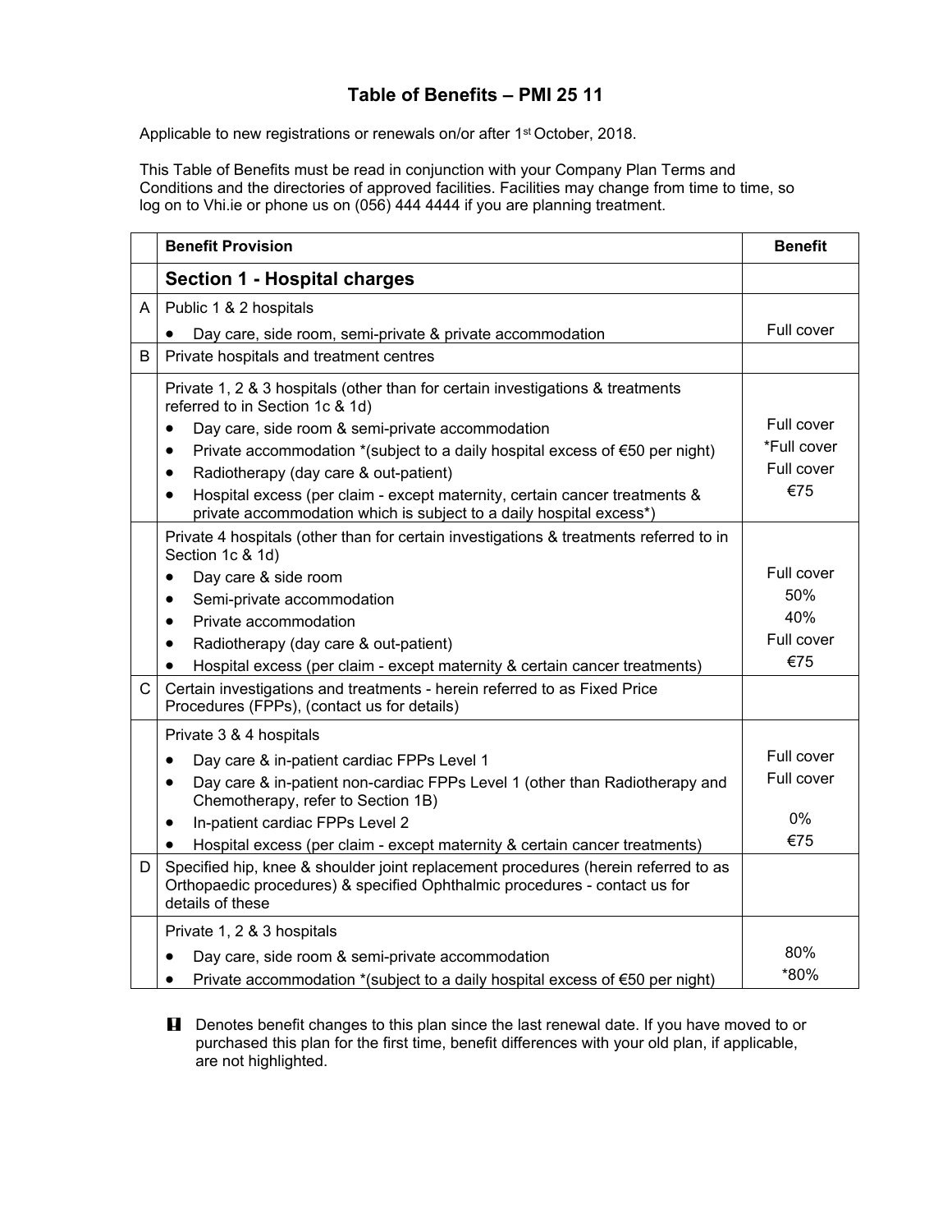# Table of Benefits – PMI 25 11

Applicable to new registrations or renewals on/or after 1st October, 2018.

This Table of Benefits must be read in conjunction with your Company Plan Terms and Conditions and the directories of approved facilities. Facilities may change from time to time, so log on to Vhi.ie or phone us on (056) 444 4444 if you are planning treatment.

| | Benefit Provision | Benefit |
|---|---|---|
| | **Section 1 - Hospital charges** | |
| A | Public 1 & 2 hospitals | |
| | • Day care, side room, semi-private & private accommodation | Full cover |
| B | Private hospitals and treatment centres | |
| | Private 1, 2 & 3 hospitals (other than for certain investigations & treatments referred to in Section 1c & 1d) | |
| | • Day care, side room & semi-private accommodation | Full cover |
| | • Private accommodation *(subject to a daily hospital excess of €50 per night) | *Full cover |
| | • Radiotherapy (day care & out-patient) | Full cover |
| | • Hospital excess (per claim - except maternity, certain cancer treatments & private accommodation which is subject to a daily hospital excess*) | €75 |
| | Private 4 hospitals (other than for certain investigations & treatments referred to in Section 1c & 1d) | |
| | • Day care & side room | Full cover |
| | • Semi-private accommodation | 50% |
| | • Private accommodation | 40% |
| | • Radiotherapy (day care & out-patient) | Full cover |
| | • Hospital excess (per claim - except maternity & certain cancer treatments) | €75 |
| C | Certain investigations and treatments - herein referred to as Fixed Price Procedures (FPPs), (contact us for details) | |
| | Private 3 & 4 hospitals | |
| | • Day care & in-patient cardiac FPPs Level 1 | Full cover |
| | • Day care & in-patient non-cardiac FPPs Level 1 (other than Radiotherapy and Chemotherapy, refer to Section 1B) | Full cover |
| | • In-patient cardiac FPPs Level 2 | 0% |
| | • Hospital excess (per claim - except maternity & certain cancer treatments) | €75 |
| D | Specified hip, knee & shoulder joint replacement procedures (herein referred to as Orthopaedic procedures) & specified Ophthalmic procedures - contact us for details of these | |
| | Private 1, 2 & 3 hospitals | |
| | • Day care, side room & semi-private accommodation | 80% |
| | • Private accommodation *(subject to a daily hospital excess of €50 per night) | *80% |

! Denotes benefit changes to this plan since the last renewal date. If you have moved to or purchased this plan for the first time, benefit differences with your old plan, if applicable, are not highlighted.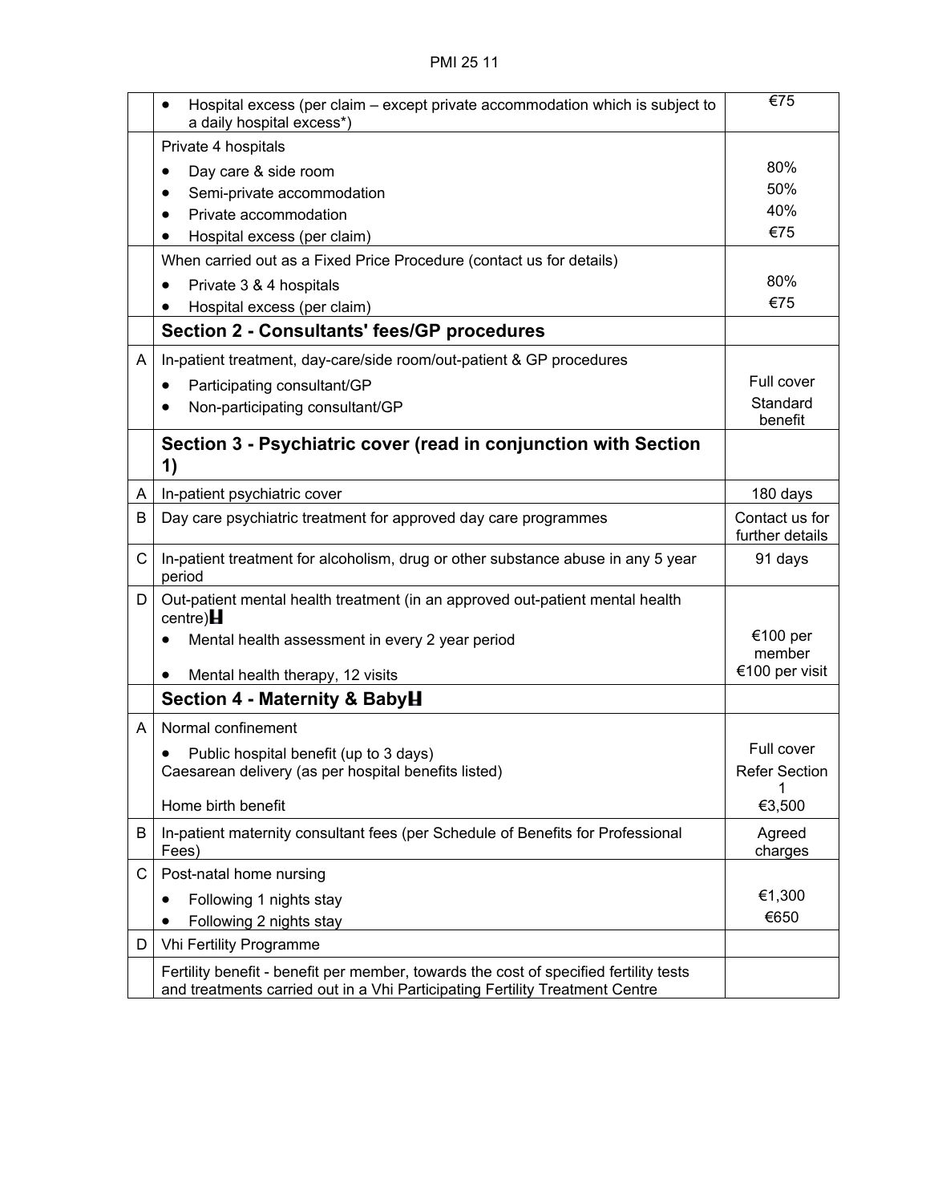|  |  |  |
| --- | --- | --- |
|  | • Hospital excess (per claim – except private accommodation which is subject to a daily hospital excess*) | €75 |
|  | Private 4 hospitals<br>• Day care & side room<br>• Semi-private accommodation<br>• Private accommodation<br>• Hospital excess (per claim) | <br>80%<br>50%<br>40%<br>€75 |
|  | When carried out as a Fixed Price Procedure (contact us for details)<br>• Private 3 & 4 hospitals<br>• Hospital excess (per claim) | <br>80%<br>€75 |
|  | **Section 2 - Consultants' fees/GP procedures** |  |
| A | In-patient treatment, day-care/side room/out-patient & GP procedures<br>• Participating consultant/GP<br>• Non-participating consultant/GP | <br>Full cover<br>Standard benefit |
|  | **Section 3 - Psychiatric cover (read in conjunction with Section 1)** |  |
| A | In-patient psychiatric cover | 180 days |
| B | Day care psychiatric treatment for approved day care programmes | Contact us for further details |
| C | In-patient treatment for alcoholism, drug or other substance abuse in any 5 year period | 91 days |
| D | Out-patient mental health treatment (in an approved out-patient mental health centre)H<br>• Mental health assessment in every 2 year period<br>• Mental health therapy, 12 visits | <br>€100 per member<br>€100 per visit |
|  | **Section 4 - Maternity & BabyH** |  |
| A | Normal confinement<br>• Public hospital benefit (up to 3 days)<br>Caesarean delivery (as per hospital benefits listed)<br>Home birth benefit | <br>Full cover<br>Refer Section 1<br>€3,500 |
| B | In-patient maternity consultant fees (per Schedule of Benefits for Professional Fees) | Agreed charges |
| C | Post-natal home nursing<br>• Following 1 nights stay<br>• Following 2 nights stay | <br>€1,300<br>€650 |
| D | Vhi Fertility Programme |  |
|  | Fertility benefit - benefit per member, towards the cost of specified fertility tests and treatments carried out in a Vhi Participating Fertility Treatment Centre |  |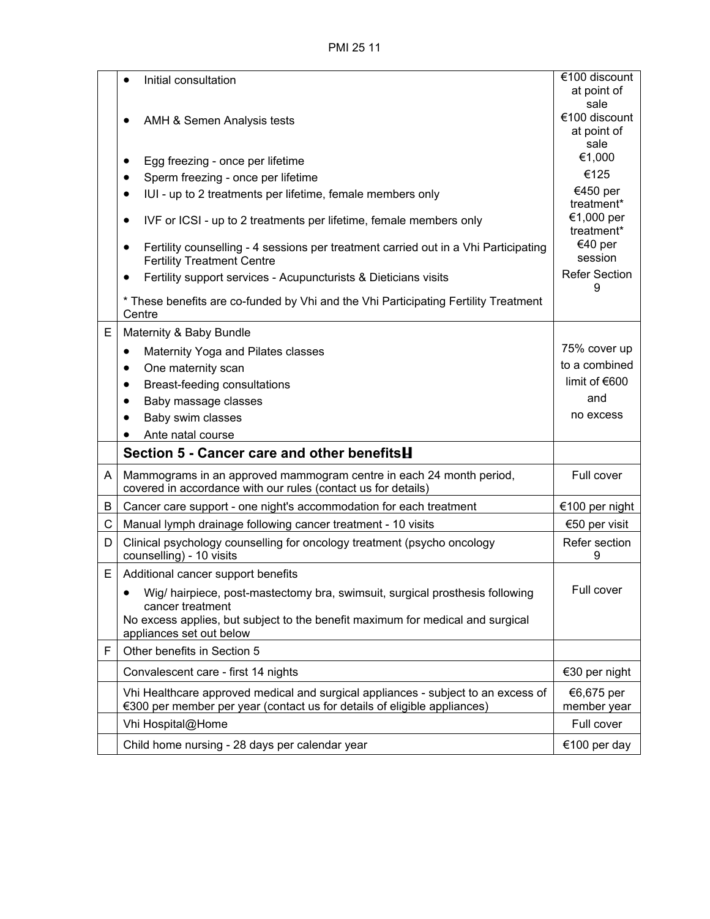| | | |
|---|---|---|
| | • Initial consultation | €100 discount at point of sale |
| | • AMH & Semen Analysis tests | €100 discount at point of sale |
| | • Egg freezing - once per lifetime | €1,000 |
| | • Sperm freezing - once per lifetime | €125 |
| | • IUI - up to 2 treatments per lifetime, female members only | €450 per treatment* |
| | • IVF or ICSI - up to 2 treatments per lifetime, female members only | €1,000 per treatment* |
| | • Fertility counselling - 4 sessions per treatment carried out in a Vhi Participating Fertility Treatment Centre | €40 per session |
| | • Fertility support services - Acupuncturists & Dieticians visits | Refer Section 9 |
| | * These benefits are co-funded by Vhi and the Vhi Participating Fertility Treatment Centre | |
| E | Maternity & Baby Bundle<br>• Maternity Yoga and Pilates classes<br>• One maternity scan<br>• Breast-feeding consultations<br>• Baby massage classes<br>• Baby swim classes<br>• Ante natal course | 75% cover up to a combined limit of €600 and no excess |
| | **Section 5 - Cancer care and other benefits** | |
| A | Mammograms in an approved mammogram centre in each 24 month period, covered in accordance with our rules (contact us for details) | Full cover |
| B | Cancer care support - one night's accommodation for each treatment | €100 per night |
| C | Manual lymph drainage following cancer treatment - 10 visits | €50 per visit |
| D | Clinical psychology counselling for oncology treatment (psycho oncology counselling) - 10 visits | Refer section 9 |
| E | Additional cancer support benefits<br>• Wig/ hairpiece, post-mastectomy bra, swimsuit, surgical prosthesis following cancer treatment<br>No excess applies, but subject to the benefit maximum for medical and surgical appliances set out below | Full cover |
| F | Other benefits in Section 5 | |
| | Convalescent care - first 14 nights | €30 per night |
| | Vhi Healthcare approved medical and surgical appliances - subject to an excess of €300 per member per year (contact us for details of eligible appliances) | €6,675 per member year |
| | Vhi Hospital@Home | Full cover |
| | Child home nursing - 28 days per calendar year | €100 per day |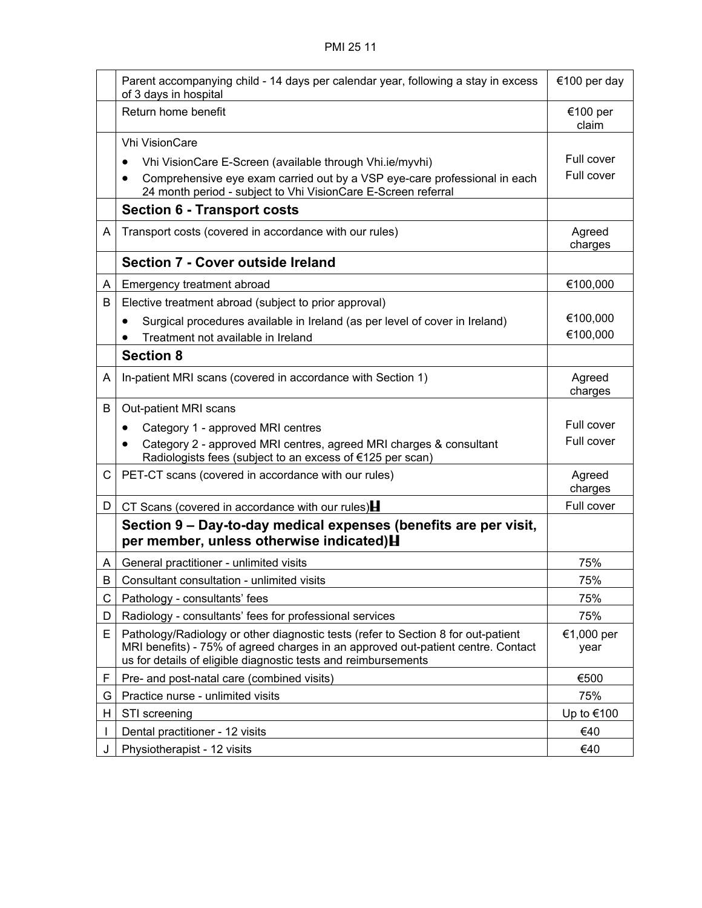| | | |
|---|---|---|
| | Parent accompanying child - 14 days per calendar year, following a stay in excess of 3 days in hospital | €100 per day |
| | Return home benefit | €100 per claim |
| | Vhi VisionCare<br>• Vhi VisionCare E-Screen (available through Vhi.ie/myvhi)<br>• Comprehensive eye exam carried out by a VSP eye-care professional in each 24 month period - subject to Vhi VisionCare E-Screen referral | <br>Full cover<br>Full cover |
| | **Section 6 - Transport costs** | |
| A | Transport costs (covered in accordance with our rules) | Agreed charges |
| | **Section 7 - Cover outside Ireland** | |
| A | Emergency treatment abroad | €100,000 |
| B | Elective treatment abroad (subject to prior approval)<br>• Surgical procedures available in Ireland (as per level of cover in Ireland)<br>• Treatment not available in Ireland | <br>€100,000<br>€100,000 |
| | **Section 8** | |
| A | In-patient MRI scans (covered in accordance with Section 1) | Agreed charges |
| B | Out-patient MRI scans<br>• Category 1 - approved MRI centres<br>• Category 2 - approved MRI centres, agreed MRI charges & consultant Radiologists fees (subject to an excess of €125 per scan) | <br>Full cover<br>Full cover |
| C | PET-CT scans (covered in accordance with our rules) | Agreed charges |
| D | CT Scans (covered in accordance with our rules) | Full cover |
| | **Section 9 – Day-to-day medical expenses (benefits are per visit, per member, unless otherwise indicated)** | |
| A | General practitioner - unlimited visits | 75% |
| B | Consultant consultation - unlimited visits | 75% |
| C | Pathology - consultants' fees | 75% |
| D | Radiology - consultants' fees for professional services | 75% |
| E | Pathology/Radiology or other diagnostic tests (refer to Section 8 for out-patient MRI benefits) - 75% of agreed charges in an approved out-patient centre. Contact us for details of eligible diagnostic tests and reimbursements | €1,000 per year |
| F | Pre- and post-natal care (combined visits) | €500 |
| G | Practice nurse - unlimited visits | 75% |
| H | STI screening | Up to €100 |
| I | Dental practitioner - 12 visits | €40 |
| J | Physiotherapist - 12 visits | €40 |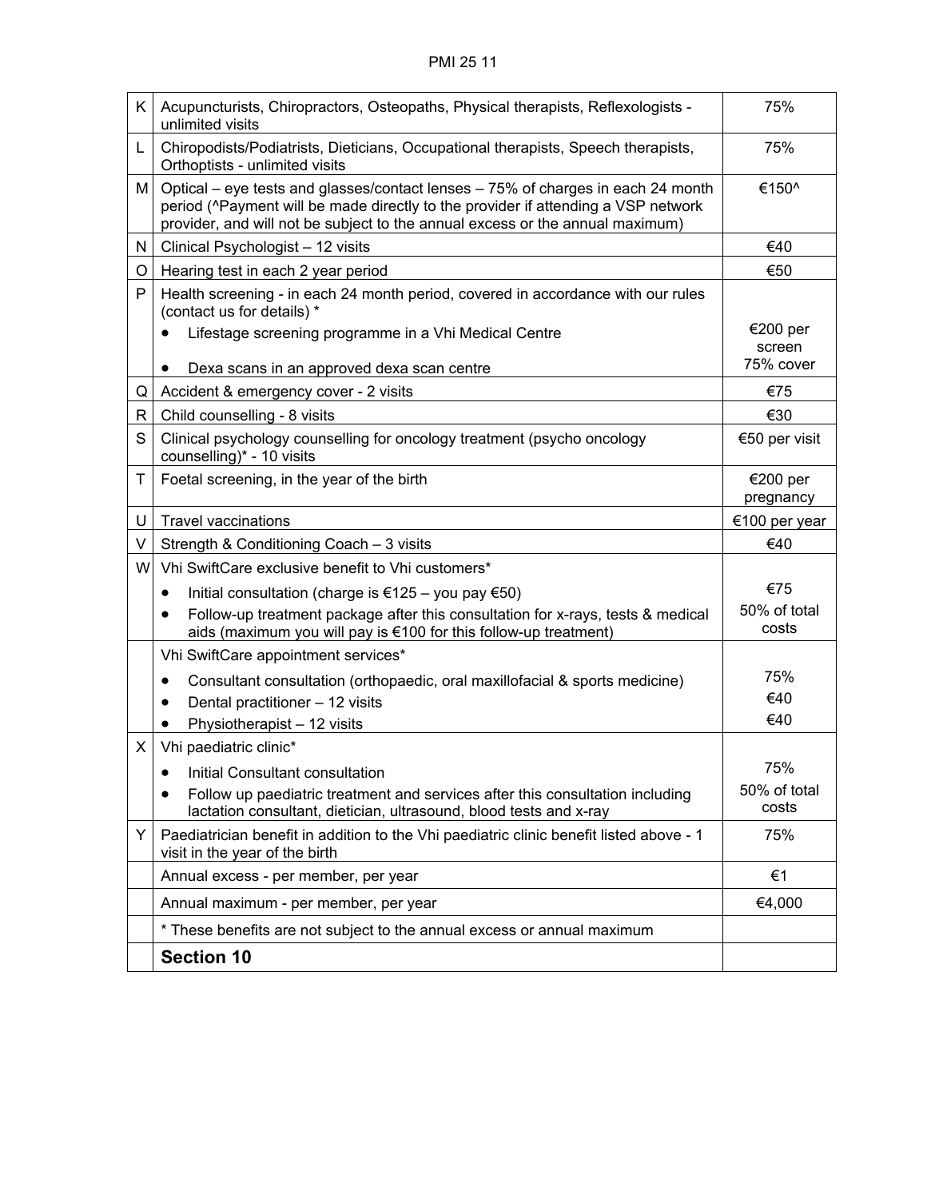| | | |
|---|---|---|
| K | Acupuncturists, Chiropractors, Osteopaths, Physical therapists, Reflexologists - unlimited visits | 75% |
| L | Chiropodists/Podiatrists, Dieticians, Occupational therapists, Speech therapists, Orthoptists - unlimited visits | 75% |
| M | Optical – eye tests and glasses/contact lenses – 75% of charges in each 24 month period (^Payment will be made directly to the provider if attending a VSP network provider, and will not be subject to the annual excess or the annual maximum) | €150^ |
| N | Clinical Psychologist – 12 visits | €40 |
| O | Hearing test in each 2 year period | €50 |
| P | Health screening - in each 24 month period, covered in accordance with our rules (contact us for details) * <br>• Lifestage screening programme in a Vhi Medical Centre <br>• Dexa scans in an approved dexa scan centre | <br>€200 per screen <br>75% cover |
| Q | Accident & emergency cover - 2 visits | €75 |
| R | Child counselling - 8 visits | €30 |
| S | Clinical psychology counselling for oncology treatment (psycho oncology counselling)* - 10 visits | €50 per visit |
| T | Foetal screening, in the year of the birth | €200 per pregnancy |
| U | Travel vaccinations | €100 per year |
| V | Strength & Conditioning Coach – 3 visits | €40 |
| W | Vhi SwiftCare exclusive benefit to Vhi customers* <br>• Initial consultation (charge is €125 – you pay €50) <br>• Follow-up treatment package after this consultation for x-rays, tests & medical aids (maximum you will pay is €100 for this follow-up treatment) | <br>€75 <br>50% of total costs |
| | Vhi SwiftCare appointment services* <br>• Consultant consultation (orthopaedic, oral maxillofacial & sports medicine) <br>• Dental practitioner – 12 visits <br>• Physiotherapist – 12 visits | <br>75% <br>€40 <br>€40 |
| X | Vhi paediatric clinic* <br>• Initial Consultant consultation <br>• Follow up paediatric treatment and services after this consultation including lactation consultant, dietician, ultrasound, blood tests and x-ray | <br>75% <br>50% of total costs |
| Y | Paediatrician benefit in addition to the Vhi paediatric clinic benefit listed above - 1 visit in the year of the birth | 75% |
| | Annual excess - per member, per year | €1 |
| | Annual maximum - per member, per year | €4,000 |
| | * These benefits are not subject to the annual excess or annual maximum | |
| | **Section 10** | |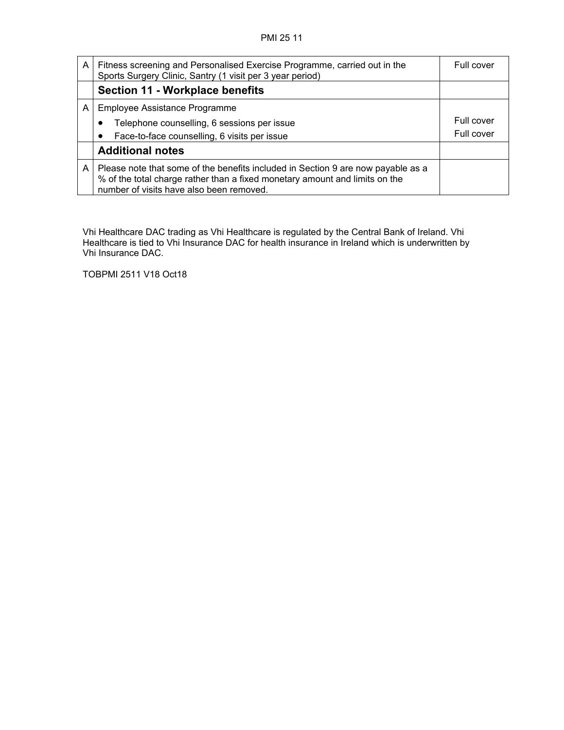| | | |
|---|---|---|
| A | Fitness screening and Personalised Exercise Programme, carried out in the Sports Surgery Clinic, Santry (1 visit per 3 year period) | Full cover |
| | **Section 11 - Workplace benefits** | |
| A | Employee Assistance Programme<br>• Telephone counselling, 6 sessions per issue<br>• Face-to-face counselling, 6 visits per issue | <br>Full cover<br>Full cover |
| | **Additional notes** | |
| A | Please note that some of the benefits included in Section 9 are now payable as a % of the total charge rather than a fixed monetary amount and limits on the number of visits have also been removed. | |

Vhi Healthcare DAC trading as Vhi Healthcare is regulated by the Central Bank of Ireland. Vhi Healthcare is tied to Vhi Insurance DAC for health insurance in Ireland which is underwritten by Vhi Insurance DAC.

TOBPMI 2511 V18 Oct18